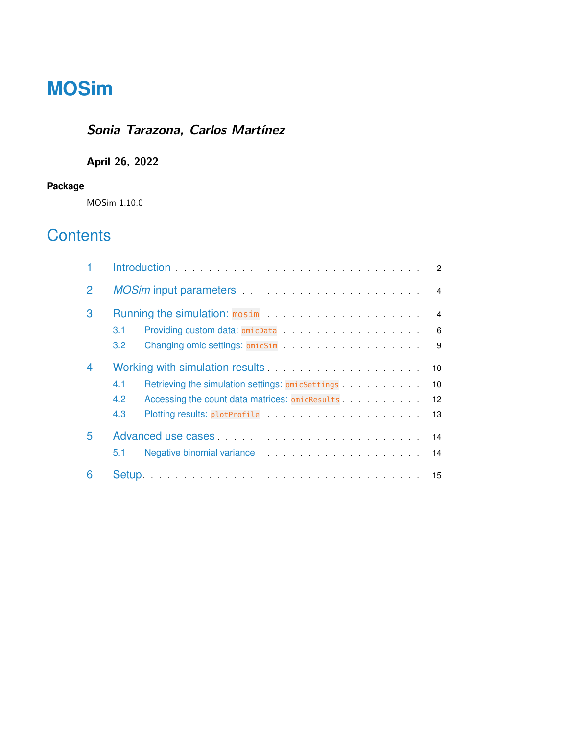# MOSim

***Sonia Tarazona, Carlos Martínez***

**April 26, 2022**

**Package**

MOSim 1.10.0

## Contents

1 Introduction . . . . . . . . . . . . . . . . . . . . . . . . . . . . . . 2

2 *MOSim* input parameters . . . . . . . . . . . . . . . . . . . . . . 4

3 Running the simulation: `mosim` . . . . . . . . . . . . . . . . . . . 4

  3.1 Providing custom data: `omicData` . . . . . . . . . . . . . . . 6

  3.2 Changing omic settings: `omicSim` . . . . . . . . . . . . . . . 9

4 Working with simulation results . . . . . . . . . . . . . . . . . . . 10

  4.1 Retrieving the simulation settings: `omicSettings` . . . . . . . . 10

  4.2 Accessing the count data matrices: `omicResults` . . . . . . . . 12

  4.3 Plotting results: `plotProfile` . . . . . . . . . . . . . . . . . . 13

5 Advanced use cases . . . . . . . . . . . . . . . . . . . . . . . . . 14

  5.1 Negative binomial variance . . . . . . . . . . . . . . . . . . . . 14

6 Setup . . . . . . . . . . . . . . . . . . . . . . . . . . . . . . . . 15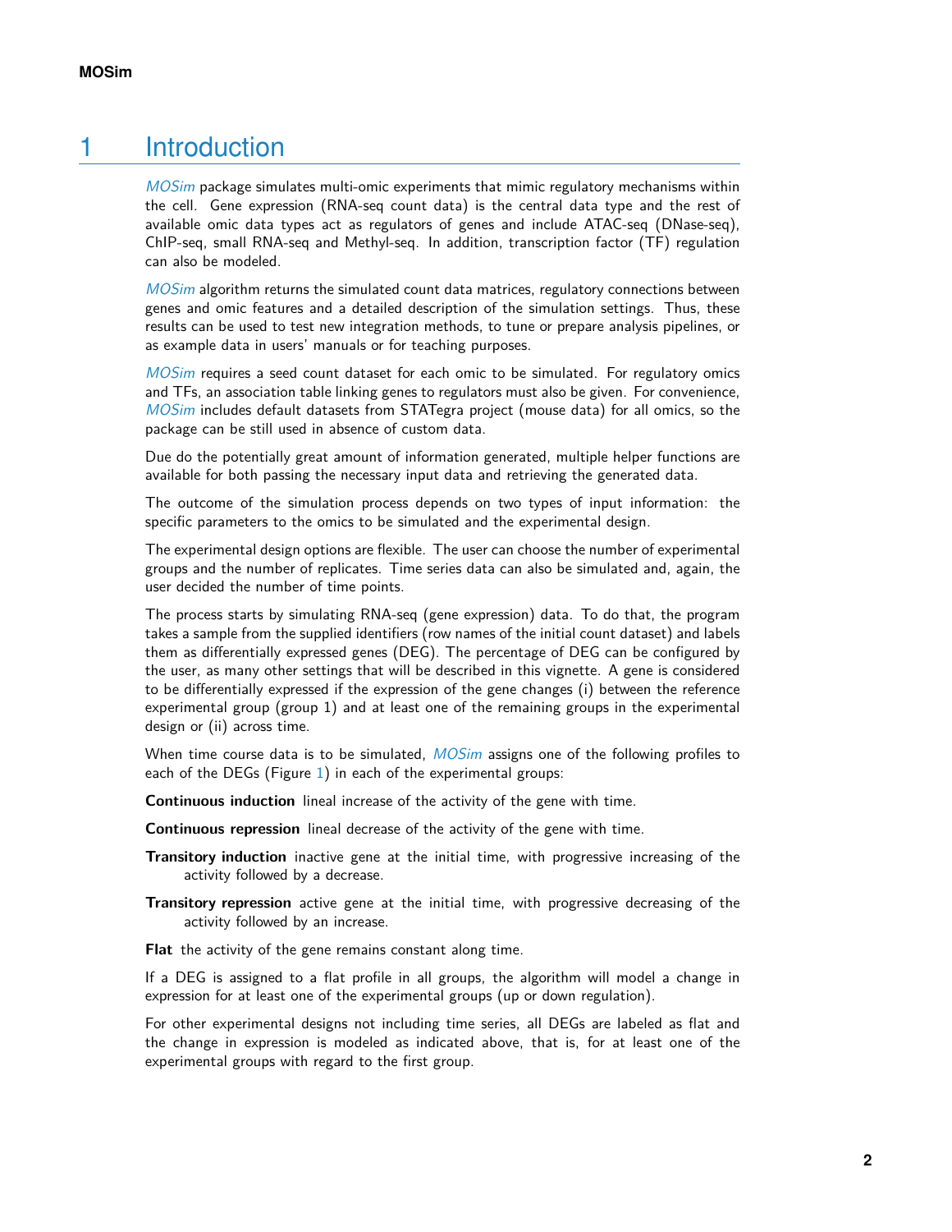# 1 Introduction

*MOSim* package simulates multi-omic experiments that mimic regulatory mechanisms within the cell. Gene expression (RNA-seq count data) is the central data type and the rest of available omic data types act as regulators of genes and include ATAC-seq (DNase-seq), ChIP-seq, small RNA-seq and Methyl-seq. In addition, transcription factor (TF) regulation can also be modeled.

*MOSim* algorithm returns the simulated count data matrices, regulatory connections between genes and omic features and a detailed description of the simulation settings. Thus, these results can be used to test new integration methods, to tune or prepare analysis pipelines, or as example data in users' manuals or for teaching purposes.

*MOSim* requires a seed count dataset for each omic to be simulated. For regulatory omics and TFs, an association table linking genes to regulators must also be given. For convenience, *MOSim* includes default datasets from STATegra project (mouse data) for all omics, so the package can be still used in absence of custom data.

Due do the potentially great amount of information generated, multiple helper functions are available for both passing the necessary input data and retrieving the generated data.

The outcome of the simulation process depends on two types of input information: the specific parameters to the omics to be simulated and the experimental design.

The experimental design options are flexible. The user can choose the number of experimental groups and the number of replicates. Time series data can also be simulated and, again, the user decided the number of time points.

The process starts by simulating RNA-seq (gene expression) data. To do that, the program takes a sample from the supplied identifiers (row names of the initial count dataset) and labels them as differentially expressed genes (DEG). The percentage of DEG can be configured by the user, as many other settings that will be described in this vignette. A gene is considered to be differentially expressed if the expression of the gene changes (i) between the reference experimental group (group 1) and at least one of the remaining groups in the experimental design or (ii) across time.

When time course data is to be simulated, *MOSim* assigns one of the following profiles to each of the DEGs (Figure 1) in each of the experimental groups:

**Continuous induction** lineal increase of the activity of the gene with time.

**Continuous repression** lineal decrease of the activity of the gene with time.

**Transitory induction** inactive gene at the initial time, with progressive increasing of the activity followed by a decrease.

**Transitory repression** active gene at the initial time, with progressive decreasing of the activity followed by an increase.

**Flat** the activity of the gene remains constant along time.

If a DEG is assigned to a flat profile in all groups, the algorithm will model a change in expression for at least one of the experimental groups (up or down regulation).

For other experimental designs not including time series, all DEGs are labeled as flat and the change in expression is modeled as indicated above, that is, for at least one of the experimental groups with regard to the first group.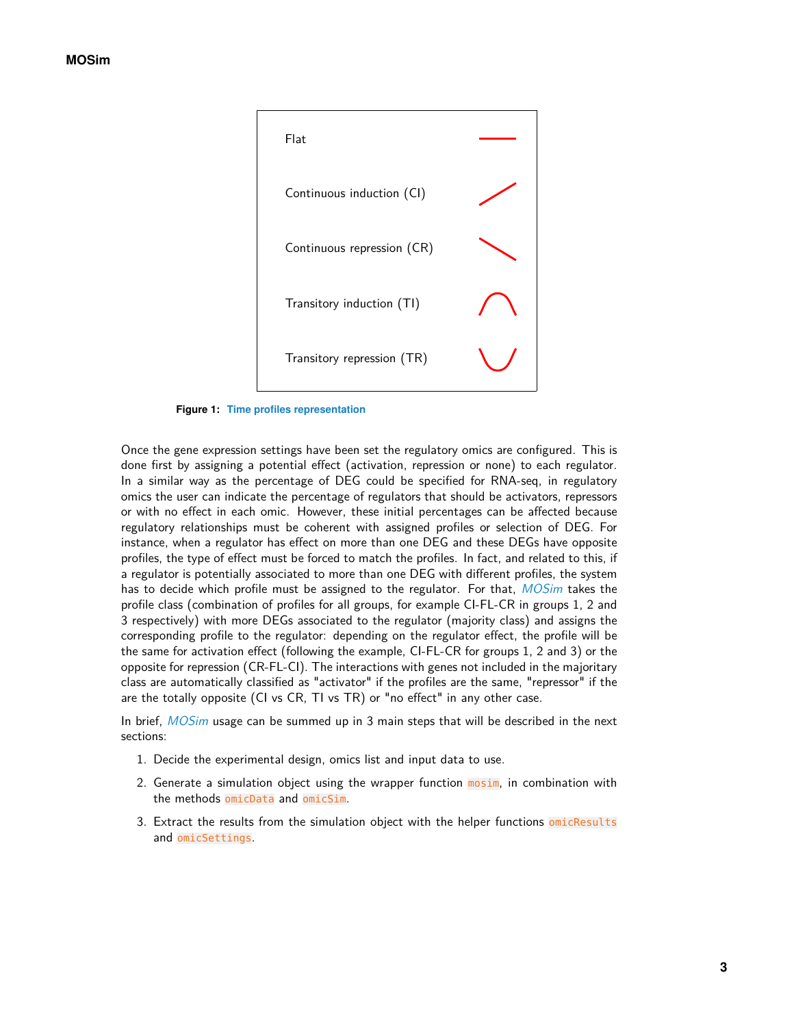| | |
| --- | --- |
| Flat | |
| Continuous induction (CI) | |
| Continuous repression (CR) | |
| Transitory induction (TI) | |
| Transitory repression (TR) | |

**Figure 1: Time profiles representation**

Once the gene expression settings have been set the regulatory omics are configured. This is done first by assigning a potential effect (activation, repression or none) to each regulator. In a similar way as the percentage of DEG could be specified for RNA-seq, in regulatory omics the user can indicate the percentage of regulators that should be activators, repressors or with no effect in each omic. However, these initial percentages can be affected because regulatory relationships must be coherent with assigned profiles or selection of DEG. For instance, when a regulator has effect on more than one DEG and these DEGs have opposite profiles, the type of effect must be forced to match the profiles. In fact, and related to this, if a regulator is potentially associated to more than one DEG with different profiles, the system has to decide which profile must be assigned to the regulator. For that, *MOSim* takes the profile class (combination of profiles for all groups, for example CI-FL-CR in groups 1, 2 and 3 respectively) with more DEGs associated to the regulator (majority class) and assigns the corresponding profile to the regulator: depending on the regulator effect, the profile will be the same for activation effect (following the example, CI-FL-CR for groups 1, 2 and 3) or the opposite for repression (CR-FL-CI). The interactions with genes not included in the majoritary class are automatically classified as "activator" if the profiles are the same, "repressor" if the are the totally opposite (CI vs CR, TI vs TR) or "no effect" in any other case.

In brief, *MOSim* usage can be summed up in 3 main steps that will be described in the next sections:

1. Decide the experimental design, omics list and input data to use.
2. Generate a simulation object using the wrapper function `mosim`, in combination with the methods `omicData` and `omicSim`.
3. Extract the results from the simulation object with the helper functions `omicResults` and `omicSettings`.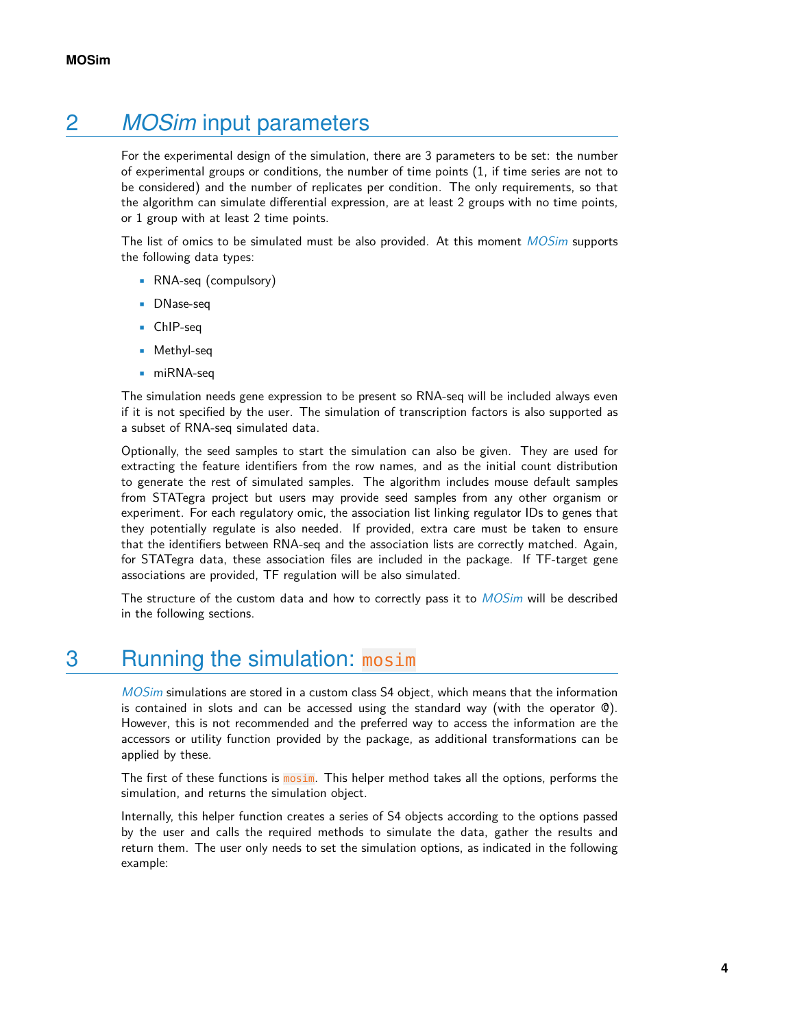## 2 *MOSim* input parameters

For the experimental design of the simulation, there are 3 parameters to be set: the number of experimental groups or conditions, the number of time points (1, if time series are not to be considered) and the number of replicates per condition. The only requirements, so that the algorithm can simulate differential expression, are at least 2 groups with no time points, or 1 group with at least 2 time points.

The list of omics to be simulated must be also provided. At this moment *MOSim* supports the following data types:

- RNA-seq (compulsory)
- DNase-seq
- ChIP-seq
- Methyl-seq
- miRNA-seq

The simulation needs gene expression to be present so RNA-seq will be included always even if it is not specified by the user. The simulation of transcription factors is also supported as a subset of RNA-seq simulated data.

Optionally, the seed samples to start the simulation can also be given. They are used for extracting the feature identifiers from the row names, and as the initial count distribution to generate the rest of simulated samples. The algorithm includes mouse default samples from STATegra project but users may provide seed samples from any other organism or experiment. For each regulatory omic, the association list linking regulator IDs to genes that they potentially regulate is also needed. If provided, extra care must be taken to ensure that the identifiers between RNA-seq and the association lists are correctly matched. Again, for STATegra data, these association files are included in the package. If TF-target gene associations are provided, TF regulation will be also simulated.

The structure of the custom data and how to correctly pass it to *MOSim* will be described in the following sections.

## 3 Running the simulation: `mosim`

*MOSim* simulations are stored in a custom class S4 object, which means that the information is contained in slots and can be accessed using the standard way (with the operator @). However, this is not recommended and the preferred way to access the information are the accessors or utility function provided by the package, as additional transformations can be applied by these.

The first of these functions is `mosim`. This helper method takes all the options, performs the simulation, and returns the simulation object.

Internally, this helper function creates a series of S4 objects according to the options passed by the user and calls the required methods to simulate the data, gather the results and return them. The user only needs to set the simulation options, as indicated in the following example: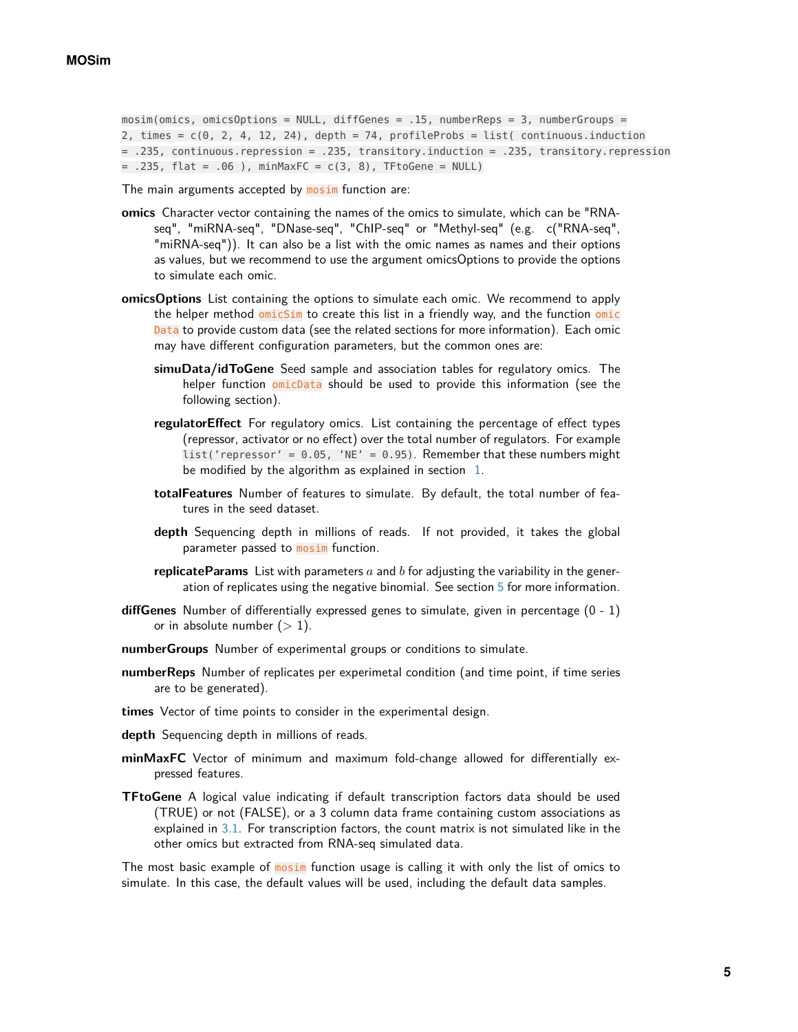```
mosim(omics, omicsOptions = NULL, diffGenes = .15, numberReps = 3, numberGroups =
2, times = c(0, 2, 4, 12, 24), depth = 74, profileProbs = list( continuous.induction
= .235, continuous.repression = .235, transitory.induction = .235, transitory.repression
= .235, flat = .06 ), minMaxFC = c(3, 8), TFtoGene = NULL)
```

The main arguments accepted by `mosim` function are:

**omics** Character vector containing the names of the omics to simulate, which can be "RNA-seq", "miRNA-seq", "DNase-seq", "ChIP-seq" or "Methyl-seq" (e.g. c("RNA-seq", "miRNA-seq")). It can also be a list with the omic names as names and their options as values, but we recommend to use the argument omicsOptions to provide the options to simulate each omic.

**omicsOptions** List containing the options to simulate each omic. We recommend to apply the helper method `omicSim` to create this list in a friendly way, and the function `omicData` to provide custom data (see the related sections for more information). Each omic may have different configuration parameters, but the common ones are:

- **simuData/idToGene** Seed sample and association tables for regulatory omics. The helper function `omicData` should be used to provide this information (see the following section).
- **regulatorEffect** For regulatory omics. List containing the percentage of effect types (repressor, activator or no effect) over the total number of regulators. For example `list('repressor' = 0.05, 'NE' = 0.95)`. Remember that these numbers might be modified by the algorithm as explained in section 1.
- **totalFeatures** Number of features to simulate. By default, the total number of features in the seed dataset.
- **depth** Sequencing depth in millions of reads. If not provided, it takes the global parameter passed to `mosim` function.
- **replicateParams** List with parameters $a$ and $b$ for adjusting the variability in the generation of replicates using the negative binomial. See section 5 for more information.

**diffGenes** Number of differentially expressed genes to simulate, given in percentage (0 - 1) or in absolute number ($> 1$).

**numberGroups** Number of experimental groups or conditions to simulate.

**numberReps** Number of replicates per experimetal condition (and time point, if time series are to be generated).

**times** Vector of time points to consider in the experimental design.

**depth** Sequencing depth in millions of reads.

**minMaxFC** Vector of minimum and maximum fold-change allowed for differentially expressed features.

**TFtoGene** A logical value indicating if default transcription factors data should be used (TRUE) or not (FALSE), or a 3 column data frame containing custom associations as explained in 3.1. For transcription factors, the count matrix is not simulated like in the other omics but extracted from RNA-seq simulated data.

The most basic example of `mosim` function usage is calling it with only the list of omics to simulate. In this case, the default values will be used, including the default data samples.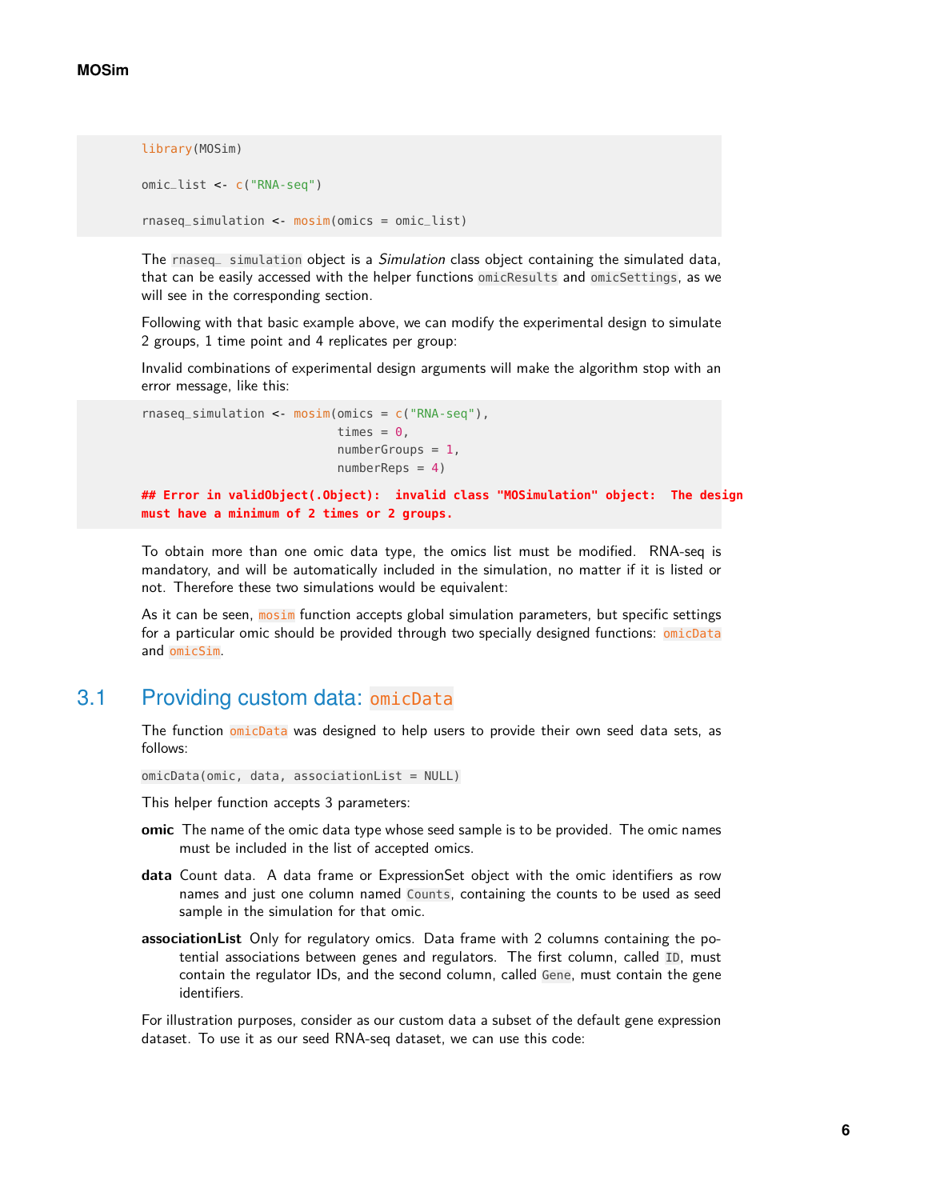```r
library(MOSim)

omic_list <- c("RNA-seq")

rnaseq_simulation <- mosim(omics = omic_list)
```

The `rnaseq_ simulation` object is a *Simulation* class object containing the simulated data, that can be easily accessed with the helper functions `omicResults` and `omicSettings`, as we will see in the corresponding section.

Following with that basic example above, we can modify the experimental design to simulate 2 groups, 1 time point and 4 replicates per group:

Invalid combinations of experimental design arguments will make the algorithm stop with an error message, like this:

```r
rnaseq_simulation <- mosim(omics = c("RNA-seq"),
                           times = 0,
                           numberGroups = 1,
                           numberReps = 4)

## Error in validObject(.Object):  invalid class "MOSimulation" object:  The design
must have a minimum of 2 times or 2 groups.
```

To obtain more than one omic data type, the omics list must be modified. RNA-seq is mandatory, and will be automatically included in the simulation, no matter if it is listed or not. Therefore these two simulations would be equivalent:

As it can be seen, `mosim` function accepts global simulation parameters, but specific settings for a particular omic should be provided through two specially designed functions: `omicData` and `omicSim`.

## 3.1 Providing custom data: `omicData`

The function `omicData` was designed to help users to provide their own seed data sets, as follows:

```r
omicData(omic, data, associationList = NULL)
```

This helper function accepts 3 parameters:

**omic** The name of the omic data type whose seed sample is to be provided. The omic names must be included in the list of accepted omics.

**data** Count data. A data frame or ExpressionSet object with the omic identifiers as row names and just one column named `Counts`, containing the counts to be used as seed sample in the simulation for that omic.

**associationList** Only for regulatory omics. Data frame with 2 columns containing the potential associations between genes and regulators. The first column, called `ID`, must contain the regulator IDs, and the second column, called `Gene`, must contain the gene identifiers.

For illustration purposes, consider as our custom data a subset of the default gene expression dataset. To use it as our seed RNA-seq dataset, we can use this code: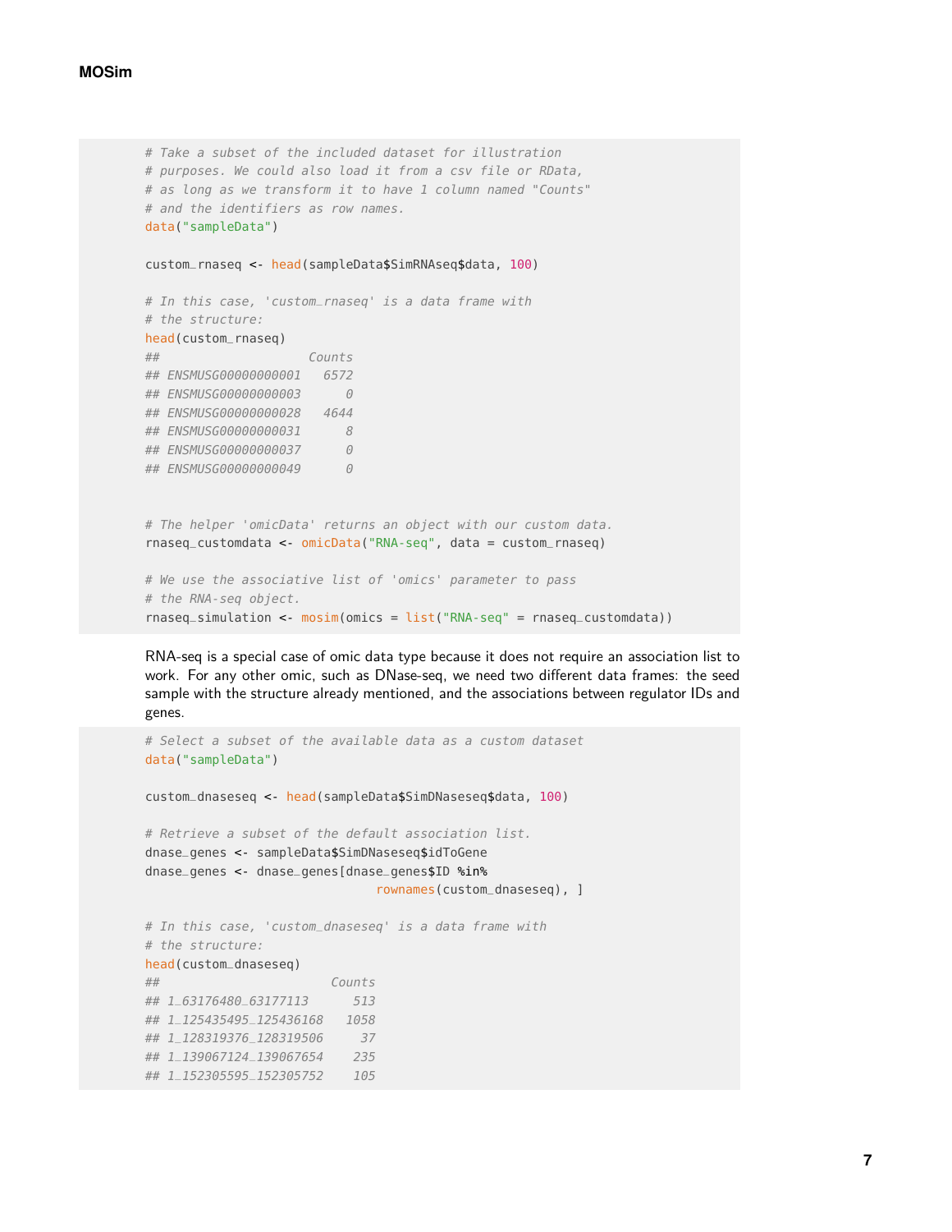```r
# Take a subset of the included dataset for illustration
# purposes. We could also load it from a csv file or RData,
# as long as we transform it to have 1 column named "Counts"
# and the identifiers as row names.
data("sampleData")

custom_rnaseq <- head(sampleData$SimRNAseq$data, 100)

# In this case, 'custom_rnaseq' is a data frame with
# the structure:
head(custom_rnaseq)
##                    Counts
## ENSMUSG00000000001   6572
## ENSMUSG00000000003      0
## ENSMUSG00000000028   4644
## ENSMUSG00000000031      8
## ENSMUSG00000000037      0
## ENSMUSG00000000049      0


# The helper 'omicData' returns an object with our custom data.
rnaseq_customdata <- omicData("RNA-seq", data = custom_rnaseq)

# We use the associative list of 'omics' parameter to pass
# the RNA-seq object.
rnaseq_simulation <- mosim(omics = list("RNA-seq" = rnaseq_customdata))
```

RNA-seq is a special case of omic data type because it does not require an association list to work. For any other omic, such as DNase-seq, we need two different data frames: the seed sample with the structure already mentioned, and the associations between regulator IDs and genes.

```r
# Select a subset of the available data as a custom dataset
data("sampleData")

custom_dnaseseq <- head(sampleData$SimDNaseseq$data, 100)

# Retrieve a subset of the default association list.
dnase_genes <- sampleData$SimDNaseseq$idToGene
dnase_genes <- dnase_genes[dnase_genes$ID %in%
                              rownames(custom_dnaseseq), ]

# In this case, 'custom_dnaseseq' is a data frame with
# the structure:
head(custom_dnaseseq)
##                       Counts
## 1_63176480_63177113      513
## 1_125435495_125436168   1058
## 1_128319376_128319506     37
## 1_139067124_139067654    235
## 1_152305595_152305752    105
```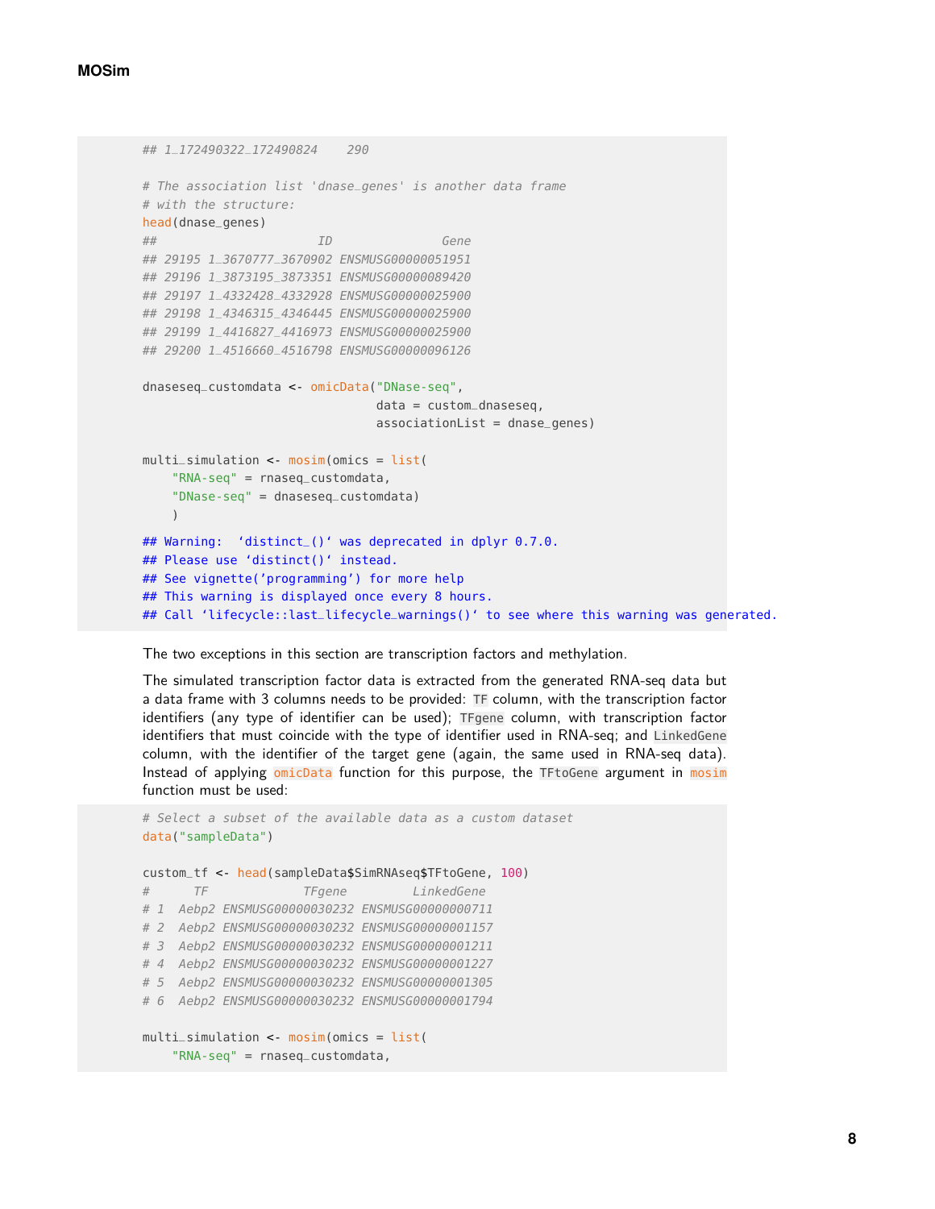```
## 1_172490322_172490824    290

# The association list 'dnase_genes' is another data frame
# with the structure:
head(dnase_genes)
##                       ID               Gene
## 29195 1_3670777_3670902 ENSMUSG00000051951
## 29196 1_3873195_3873351 ENSMUSG00000089420
## 29197 1_4332428_4332928 ENSMUSG00000025900
## 29198 1_4346315_4346445 ENSMUSG00000025900
## 29199 1_4416827_4416973 ENSMUSG00000025900
## 29200 1_4516660_4516798 ENSMUSG00000096126

dnaseseq_customdata <- omicData("DNase-seq",
                                data = custom_dnaseseq,
                                associationList = dnase_genes)

multi_simulation <- mosim(omics = list(
    "RNA-seq" = rnaseq_customdata,
    "DNase-seq" = dnaseseq_customdata)
    )

## Warning:  'distinct_()' was deprecated in dplyr 0.7.0.
## Please use 'distinct()' instead.
## See vignette('programming') for more help
## This warning is displayed once every 8 hours.
## Call 'lifecycle::last_lifecycle_warnings()' to see where this warning was generated.
```

The two exceptions in this section are transcription factors and methylation.

The simulated transcription factor data is extracted from the generated RNA-seq data but a data frame with 3 columns needs to be provided: `TF` column, with the transcription factor identifiers (any type of identifier can be used); `TFgene` column, with transcription factor identifiers that must coincide with the type of identifier used in RNA-seq; and `LinkedGene` column, with the identifier of the target gene (again, the same used in RNA-seq data). Instead of applying `omicData` function for this purpose, the `TFtoGene` argument in `mosim` function must be used:

```
# Select a subset of the available data as a custom dataset
data("sampleData")

custom_tf <- head(sampleData$SimRNAseq$TFtoGene, 100)
#      TF             TFgene         LinkedGene
# 1  Aebp2 ENSMUSG00000030232 ENSMUSG00000000711
# 2  Aebp2 ENSMUSG00000030232 ENSMUSG00000001157
# 3  Aebp2 ENSMUSG00000030232 ENSMUSG00000001211
# 4  Aebp2 ENSMUSG00000030232 ENSMUSG00000001227
# 5  Aebp2 ENSMUSG00000030232 ENSMUSG00000001305
# 6  Aebp2 ENSMUSG00000030232 ENSMUSG00000001794

multi_simulation <- mosim(omics = list(
    "RNA-seq" = rnaseq_customdata,
```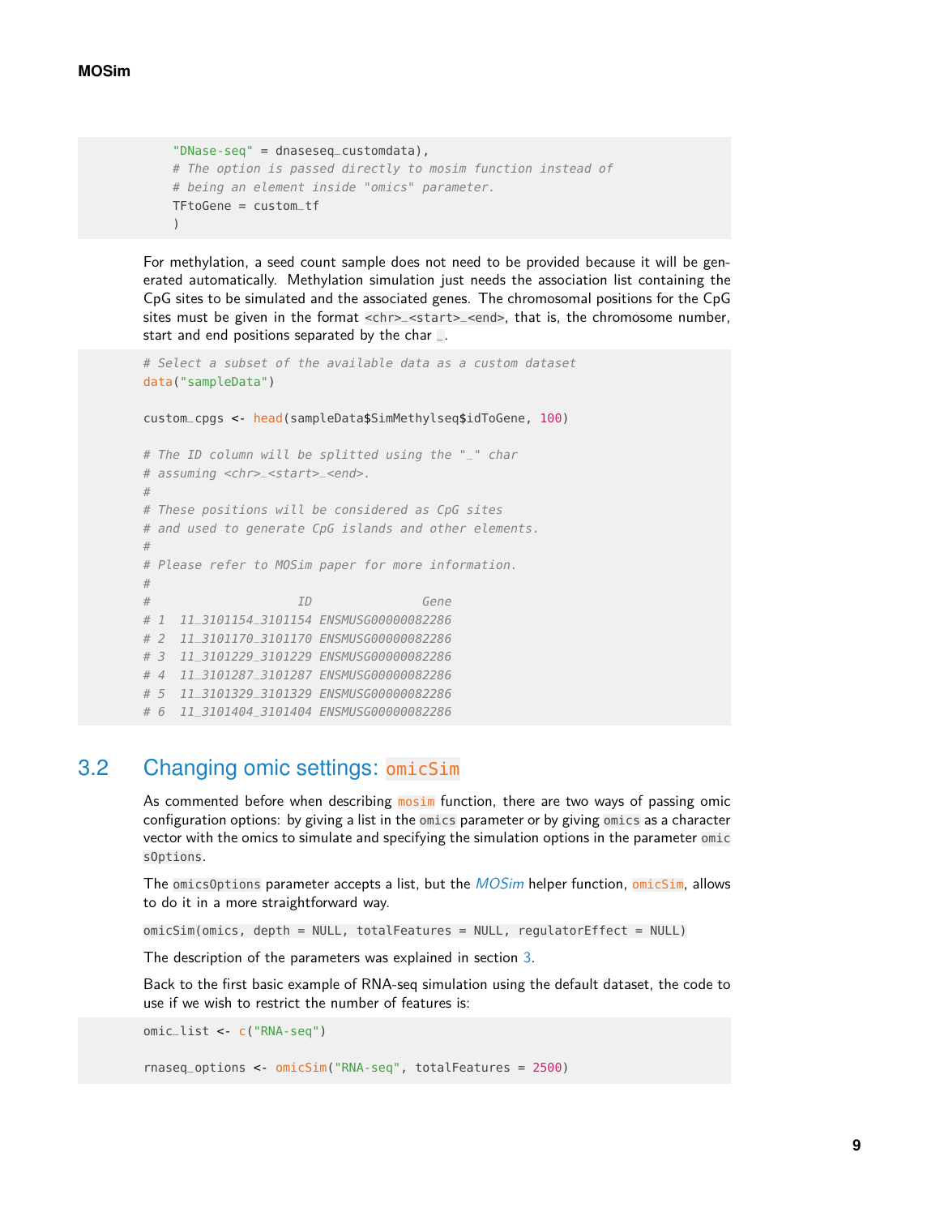```
    "DNase-seq" = dnaseseq_customdata),
    # The option is passed directly to mosim function instead of
    # being an element inside "omics" parameter.
    TFtoGene = custom_tf
    )
```

For methylation, a seed count sample does not need to be provided because it will be generated automatically. Methylation simulation just needs the association list containing the CpG sites to be simulated and the associated genes. The chromosomal positions for the CpG sites must be given in the format `<chr>_<start>_<end>`, that is, the chromosome number, start and end positions separated by the char `_`.

```
# Select a subset of the available data as a custom dataset
data("sampleData")

custom_cpgs <- head(sampleData$SimMethylseq$idToGene, 100)

# The ID column will be splitted using the "_" char
# assuming <chr>_<start>_<end>.
#
# These positions will be considered as CpG sites
# and used to generate CpG islands and other elements.
#
# Please refer to MOSim paper for more information.
#
#                    ID               Gene
# 1  11_3101154_3101154 ENSMUSG00000082286
# 2  11_3101170_3101170 ENSMUSG00000082286
# 3  11_3101229_3101229 ENSMUSG00000082286
# 4  11_3101287_3101287 ENSMUSG00000082286
# 5  11_3101329_3101329 ENSMUSG00000082286
# 6  11_3101404_3101404 ENSMUSG00000082286
```

## 3.2 Changing omic settings: omicSim

As commented before when describing `mosim` function, there are two ways of passing omic configuration options: by giving a list in the `omics` parameter or by giving `omics` as a character vector with the omics to simulate and specifying the simulation options in the parameter `omicsOptions`.

The `omicsOptions` parameter accepts a list, but the *MOSim* helper function, `omicSim`, allows to do it in a more straightforward way.

`omicSim(omics, depth = NULL, totalFeatures = NULL, regulatorEffect = NULL)`

The description of the parameters was explained in section 3.

Back to the first basic example of RNA-seq simulation using the default dataset, the code to use if we wish to restrict the number of features is:

```
omic_list <- c("RNA-seq")

rnaseq_options <- omicSim("RNA-seq", totalFeatures = 2500)
```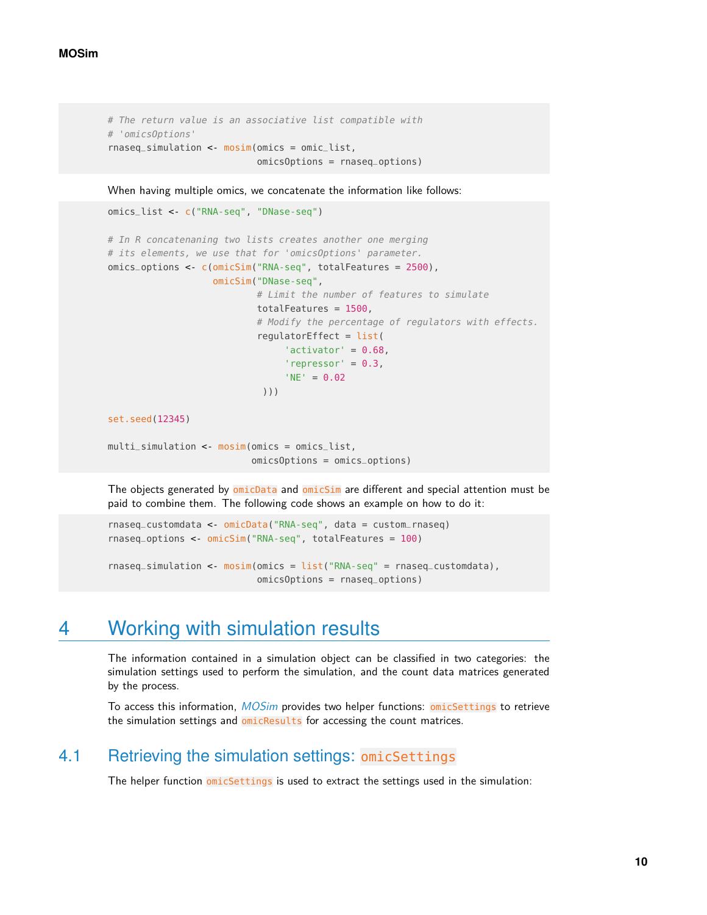```
# The return value is an associative list compatible with
# 'omicsOptions'
rnaseq_simulation <- mosim(omics = omic_list,
                           omicsOptions = rnaseq_options)
```

When having multiple omics, we concatenate the information like follows:

```
omics_list <- c("RNA-seq", "DNase-seq")

# In R concatenaning two lists creates another one merging
# its elements, we use that for 'omicsOptions' parameter.
omics_options <- c(omicSim("RNA-seq", totalFeatures = 2500),
                   omicSim("DNase-seq",
                           # Limit the number of features to simulate
                           totalFeatures = 1500,
                           # Modify the percentage of regulators with effects.
                           regulatorEffect = list(
                                'activator' = 0.68,
                                'repressor' = 0.3,
                                'NE' = 0.02
                            )))

set.seed(12345)

multi_simulation <- mosim(omics = omics_list,
                          omicsOptions = omics_options)
```

The objects generated by `omicData` and `omicSim` are different and special attention must be paid to combine them. The following code shows an example on how to do it:

```
rnaseq_customdata <- omicData("RNA-seq", data = custom_rnaseq)
rnaseq_options <- omicSim("RNA-seq", totalFeatures = 100)

rnaseq_simulation <- mosim(omics = list("RNA-seq" = rnaseq_customdata),
                           omicsOptions = rnaseq_options)
```

# 4 Working with simulation results

The information contained in a simulation object can be classified in two categories: the simulation settings used to perform the simulation, and the count data matrices generated by the process.

To access this information, *MOSim* provides two helper functions: `omicSettings` to retrieve the simulation settings and `omicResults` for accessing the count matrices.

## 4.1 Retrieving the simulation settings: `omicSettings`

The helper function `omicSettings` is used to extract the settings used in the simulation: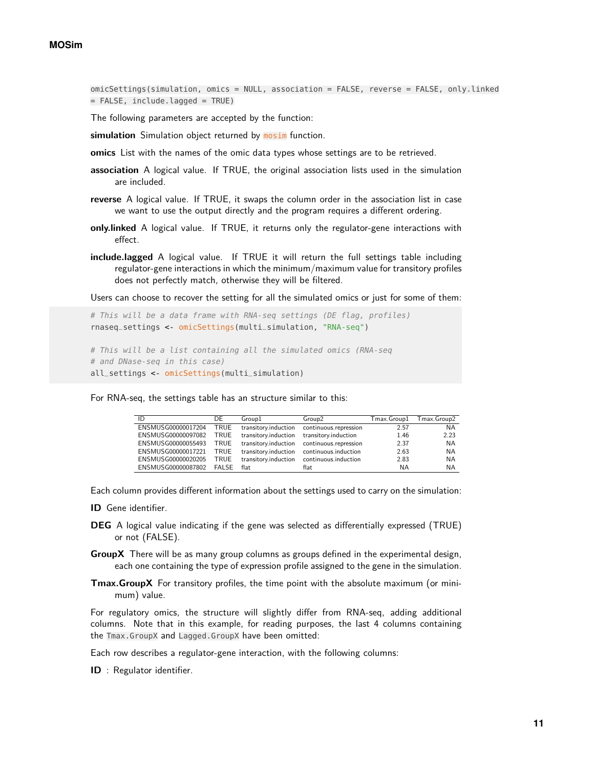```
omicSettings(simulation, omics = NULL, association = FALSE, reverse = FALSE, only.linked
= FALSE, include.lagged = TRUE)
```

The following parameters are accepted by the function:

**simulation** Simulation object returned by mosim function.

**omics** List with the names of the omic data types whose settings are to be retrieved.

**association** A logical value. If TRUE, the original association lists used in the simulation are included.

**reverse** A logical value. If TRUE, it swaps the column order in the association list in case we want to use the output directly and the program requires a different ordering.

**only.linked** A logical value. If TRUE, it returns only the regulator-gene interactions with effect.

**include.lagged** A logical value. If TRUE it will return the full settings table including regulator-gene interactions in which the minimum/maximum value for transitory profiles does not perfectly match, otherwise they will be filtered.

Users can choose to recover the setting for all the simulated omics or just for some of them:

```r
# This will be a data frame with RNA-seq settings (DE flag, profiles)
rnaseq_settings <- omicSettings(multi_simulation, "RNA-seq")

# This will be a list containing all the simulated omics (RNA-seq
# and DNase-seq in this case)
all_settings <- omicSettings(multi_simulation)
```

For RNA-seq, the settings table has an structure similar to this:

| ID | DE | Group1 | Group2 | Tmax.Group1 | Tmax.Group2 |
|---|---|---|---|---|---|
| ENSMUSG00000017204 | TRUE | transitory.induction | continuous.repression | 2.57 | NA |
| ENSMUSG00000097082 | TRUE | transitory.induction | transitory.induction | 1.46 | 2.23 |
| ENSMUSG00000055493 | TRUE | transitory.induction | continuous.repression | 2.37 | NA |
| ENSMUSG00000017221 | TRUE | transitory.induction | continuous.induction | 2.63 | NA |
| ENSMUSG00000020205 | TRUE | transitory.induction | continuous.induction | 2.83 | NA |
| ENSMUSG00000087802 | FALSE | flat | flat | NA | NA |

Each column provides different information about the settings used to carry on the simulation:

**ID** Gene identifier.

**DEG** A logical value indicating if the gene was selected as differentially expressed (TRUE) or not (FALSE).

**GroupX** There will be as many group columns as groups defined in the experimental design, each one containing the type of expression profile assigned to the gene in the simulation.

**Tmax.GroupX** For transitory profiles, the time point with the absolute maximum (or minimum) value.

For regulatory omics, the structure will slightly differ from RNA-seq, adding additional columns. Note that in this example, for reading purposes, the last 4 columns containing the `Tmax.GroupX` and `Lagged.GroupX` have been omitted:

Each row describes a regulator-gene interaction, with the following columns:

**ID** : Regulator identifier.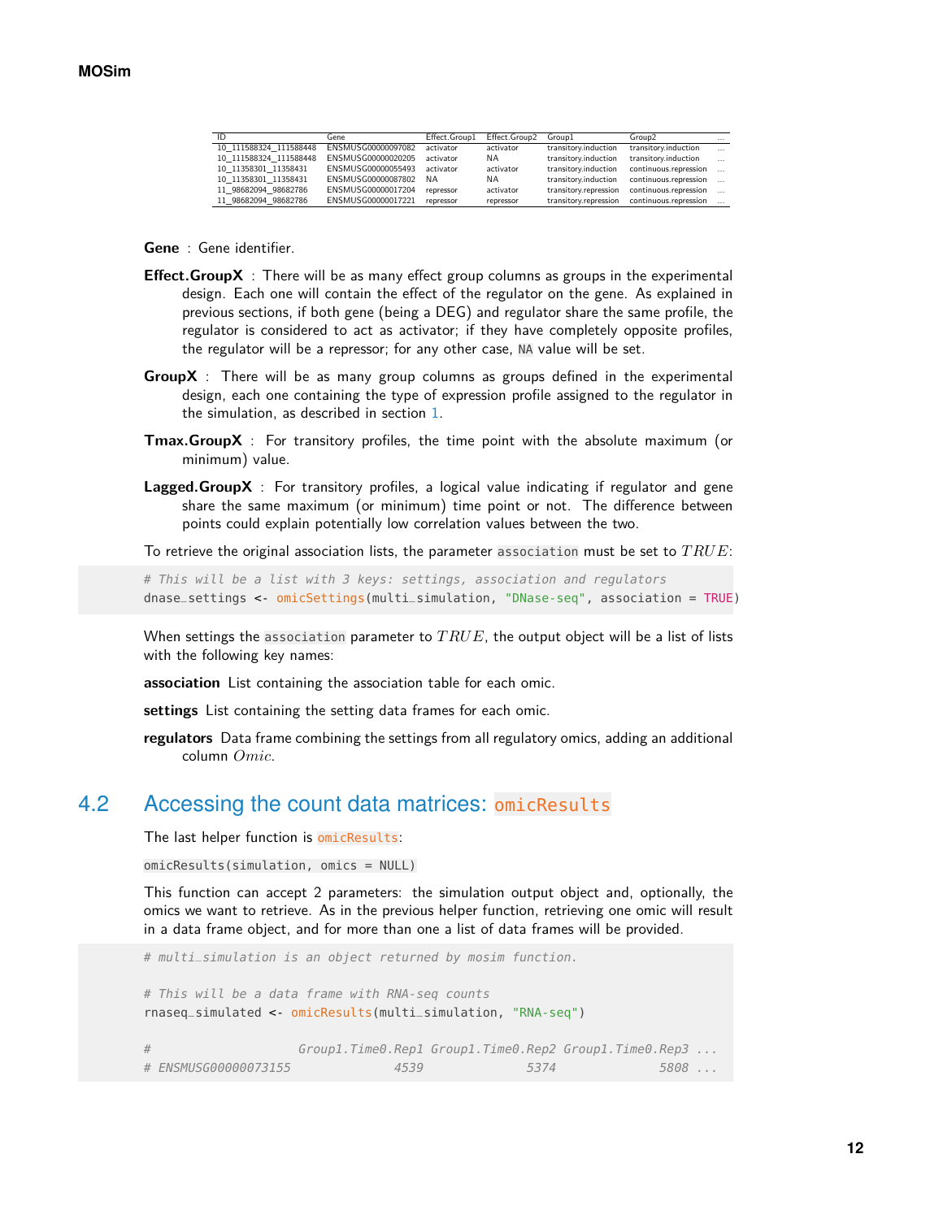| ID | Gene | Effect.Group1 | Effect.Group2 | Group1 | Group2 | ... |
|---|---|---|---|---|---|---|
| 10_111588324_111588448 | ENSMUSG00000097082 | activator | activator | transitory.induction | transitory.induction | ... |
| 10_111588324_111588448 | ENSMUSG00000020205 | activator | NA | transitory.induction | transitory.induction | ... |
| 10_11358301_11358431 | ENSMUSG00000055493 | activator | activator | transitory.induction | continuous.repression | ... |
| 10_11358301_11358431 | ENSMUSG00000087802 | NA | NA | transitory.induction | continuous.repression | ... |
| 11_98682094_98682786 | ENSMUSG00000017204 | repressor | activator | transitory.repression | continuous.repression | ... |
| 11_98682094_98682786 | ENSMUSG00000017221 | repressor | repressor | transitory.repression | continuous.repression | ... |

**Gene** : Gene identifier.

**Effect.GroupX** : There will be as many effect group columns as groups in the experimental design. Each one will contain the effect of the regulator on the gene. As explained in previous sections, if both gene (being a DEG) and regulator share the same profile, the regulator is considered to act as activator; if they have completely opposite profiles, the regulator will be a repressor; for any other case, `NA` value will be set.

**GroupX** : There will be as many group columns as groups defined in the experimental design, each one containing the type of expression profile assigned to the regulator in the simulation, as described in section 1.

**Tmax.GroupX** : For transitory profiles, the time point with the absolute maximum (or minimum) value.

**Lagged.GroupX** : For transitory profiles, a logical value indicating if regulator and gene share the same maximum (or minimum) time point or not. The difference between points could explain potentially low correlation values between the two.

To retrieve the original association lists, the parameter `association` must be set to $TRUE$:

```
# This will be a list with 3 keys: settings, association and regulators
dnase_settings <- omicSettings(multi_simulation, "DNase-seq", association = TRUE)
```

When settings the `association` parameter to $TRUE$, the output object will be a list of lists with the following key names:

**association** List containing the association table for each omic.

**settings** List containing the setting data frames for each omic.

**regulators** Data frame combining the settings from all regulatory omics, adding an additional column $Omic$.

## 4.2 Accessing the count data matrices: `omicResults`

The last helper function is `omicResults`:

`omicResults(simulation, omics = NULL)`

This function can accept 2 parameters: the simulation output object and, optionally, the omics we want to retrieve. As in the previous helper function, retrieving one omic will result in a data frame object, and for more than one a list of data frames will be provided.

```
# multi_simulation is an object returned by mosim function.

# This will be a data frame with RNA-seq counts
rnaseq_simulated <- omicResults(multi_simulation, "RNA-seq")

#                    Group1.Time0.Rep1 Group1.Time0.Rep2 Group1.Time0.Rep3 ...
# ENSMUSG00000073155              4539              5374              5808 ...
```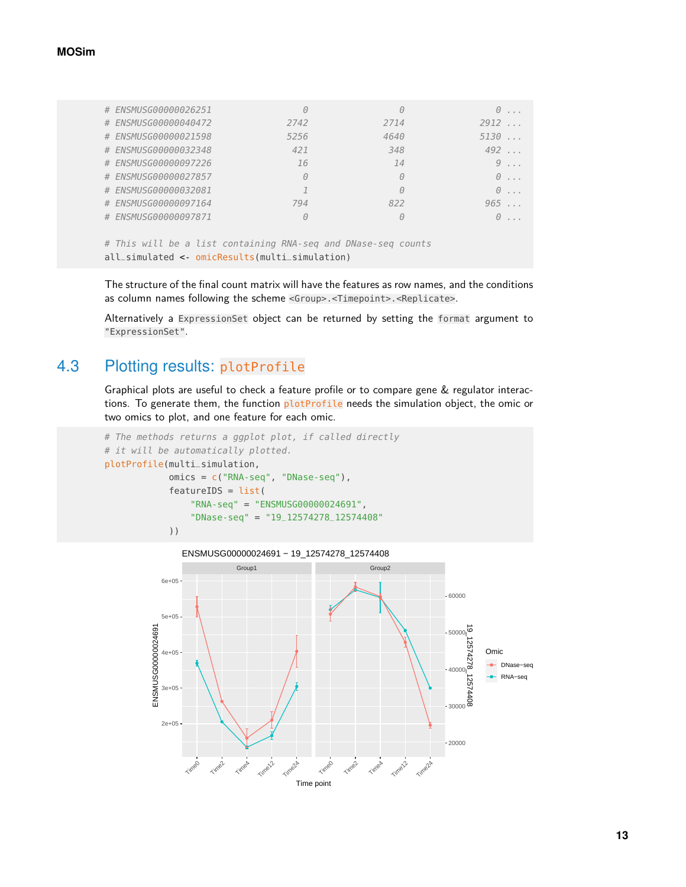```
# ENSMUSG00000026251          0          0          0 ...
# ENSMUSG00000040472       2742       2714       2912 ...
# ENSMUSG00000021598       5256       4640       5130 ...
# ENSMUSG00000032348        421        348        492 ...
# ENSMUSG00000097226         16         14          9 ...
# ENSMUSG00000027857          0          0          0 ...
# ENSMUSG00000032081          1          0          0 ...
# ENSMUSG00000097164        794        822        965 ...
# ENSMUSG00000097871          0          0          0 ...

# This will be a list containing RNA-seq and DNase-seq counts
all_simulated <- omicResults(multi_simulation)
```

The structure of the final count matrix will have the features as row names, and the conditions as column names following the scheme `<Group>.<Timepoint>.<Replicate>`.

Alternatively a `ExpressionSet` object can be returned by setting the `format` argument to `"ExpressionSet"`.

## 4.3 Plotting results: plotProfile

Graphical plots are useful to check a feature profile or to compare gene & regulator interactions. To generate them, the function `plotProfile` needs the simulation object, the omic or two omics to plot, and one feature for each omic.

```
# The methods returns a ggplot plot, if called directly
# it will be automatically plotted.
plotProfile(multi_simulation,
            omics = c("RNA-seq", "DNase-seq"),
            featureIDS = list(
                "RNA-seq" = "ENSMUSG00000024691",
                "DNase-seq" = "19_12574278_12574408"
            ))
```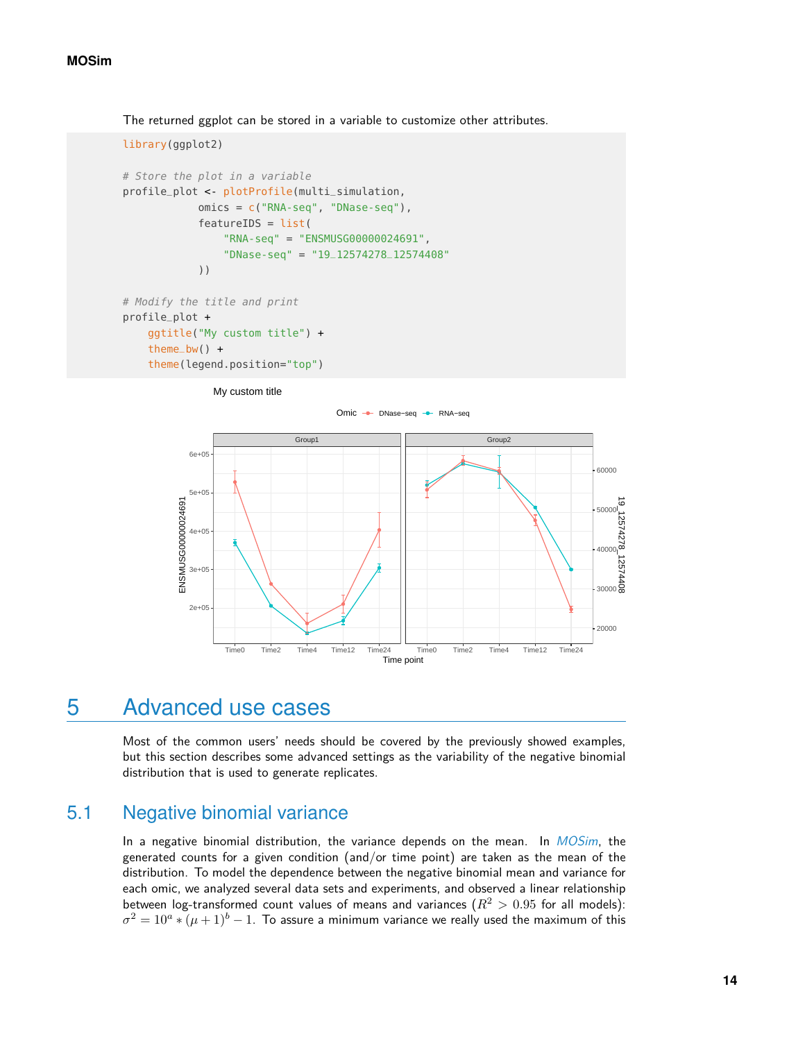The returned ggplot can be stored in a variable to customize other attributes.

```
library(ggplot2)

# Store the plot in a variable
profile_plot <- plotProfile(multi_simulation,
             omics = c("RNA-seq", "DNase-seq"),
             featureIDS = list(
                 "RNA-seq" = "ENSMUSG00000024691",
                 "DNase-seq" = "19_12574278_12574408"
             ))

# Modify the title and print
profile_plot +
    ggtitle("My custom title") +
    theme_bw() +
    theme(legend.position="top")
```

# 5 Advanced use cases

Most of the common users' needs should be covered by the previously showed examples, but this section describes some advanced settings as the variability of the negative binomial distribution that is used to generate replicates.

## 5.1 Negative binomial variance

In a negative binomial distribution, the variance depends on the mean. In *MOSim*, the generated counts for a given condition (and/or time point) are taken as the mean of the distribution. To model the dependence between the negative binomial mean and variance for each omic, we analyzed several data sets and experiments, and observed a linear relationship between log-transformed count values of means and variances ($R^2 > 0.95$ for all models): $\sigma^2 = 10^a * (\mu + 1)^b - 1$. To assure a minimum variance we really used the maximum of this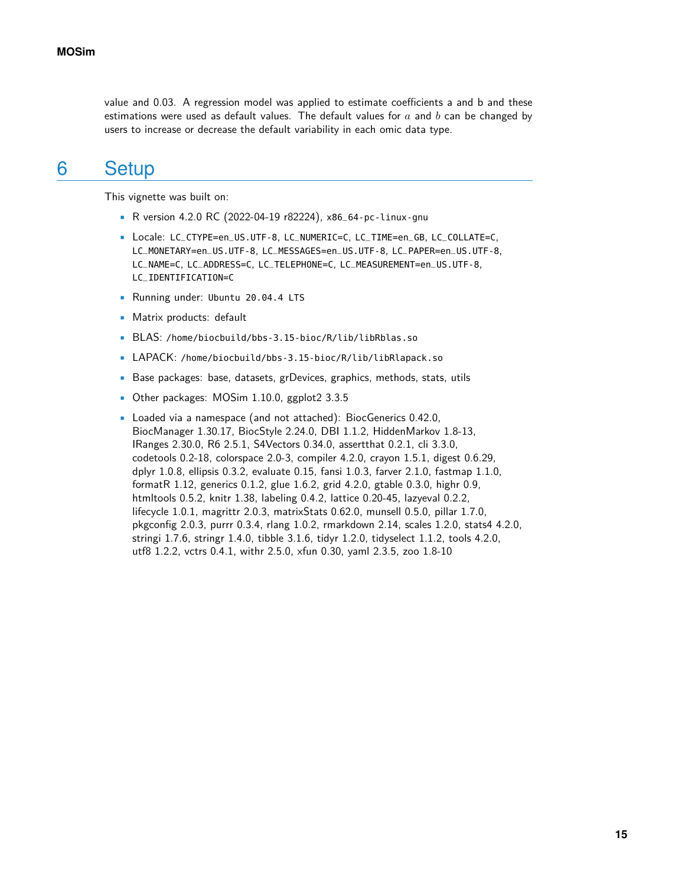value and 0.03. A regression model was applied to estimate coefficients a and b and these estimations were used as default values. The default values for $a$ and $b$ can be changed by users to increase or decrease the default variability in each omic data type.

# 6 Setup

This vignette was built on:

- R version 4.2.0 RC (2022-04-19 r82224), `x86_64-pc-linux-gnu`
- Locale: `LC_CTYPE=en_US.UTF-8`, `LC_NUMERIC=C`, `LC_TIME=en_GB`, `LC_COLLATE=C`, `LC_MONETARY=en_US.UTF-8`, `LC_MESSAGES=en_US.UTF-8`, `LC_PAPER=en_US.UTF-8`, `LC_NAME=C`, `LC_ADDRESS=C`, `LC_TELEPHONE=C`, `LC_MEASUREMENT=en_US.UTF-8`, `LC_IDENTIFICATION=C`
- Running under: `Ubuntu 20.04.4 LTS`
- Matrix products: default
- BLAS: `/home/biocbuild/bbs-3.15-bioc/R/lib/libRblas.so`
- LAPACK: `/home/biocbuild/bbs-3.15-bioc/R/lib/libRlapack.so`
- Base packages: base, datasets, grDevices, graphics, methods, stats, utils
- Other packages: MOSim 1.10.0, ggplot2 3.3.5
- Loaded via a namespace (and not attached): BiocGenerics 0.42.0, BiocManager 1.30.17, BiocStyle 2.24.0, DBI 1.1.2, HiddenMarkov 1.8-13, IRanges 2.30.0, R6 2.5.1, S4Vectors 0.34.0, assertthat 0.2.1, cli 3.3.0, codetools 0.2-18, colorspace 2.0-3, compiler 4.2.0, crayon 1.5.1, digest 0.6.29, dplyr 1.0.8, ellipsis 0.3.2, evaluate 0.15, fansi 1.0.3, farver 2.1.0, fastmap 1.1.0, formatR 1.12, generics 0.1.2, glue 1.6.2, grid 4.2.0, gtable 0.3.0, highr 0.9, htmltools 0.5.2, knitr 1.38, labeling 0.4.2, lattice 0.20-45, lazyeval 0.2.2, lifecycle 1.0.1, magrittr 2.0.3, matrixStats 0.62.0, munsell 0.5.0, pillar 1.7.0, pkgconfig 2.0.3, purrr 0.3.4, rlang 1.0.2, rmarkdown 2.14, scales 1.2.0, stats4 4.2.0, stringi 1.7.6, stringr 1.4.0, tibble 3.1.6, tidyr 1.2.0, tidyselect 1.1.2, tools 4.2.0, utf8 1.2.2, vctrs 0.4.1, withr 2.5.0, xfun 0.30, yaml 2.3.5, zoo 1.8-10